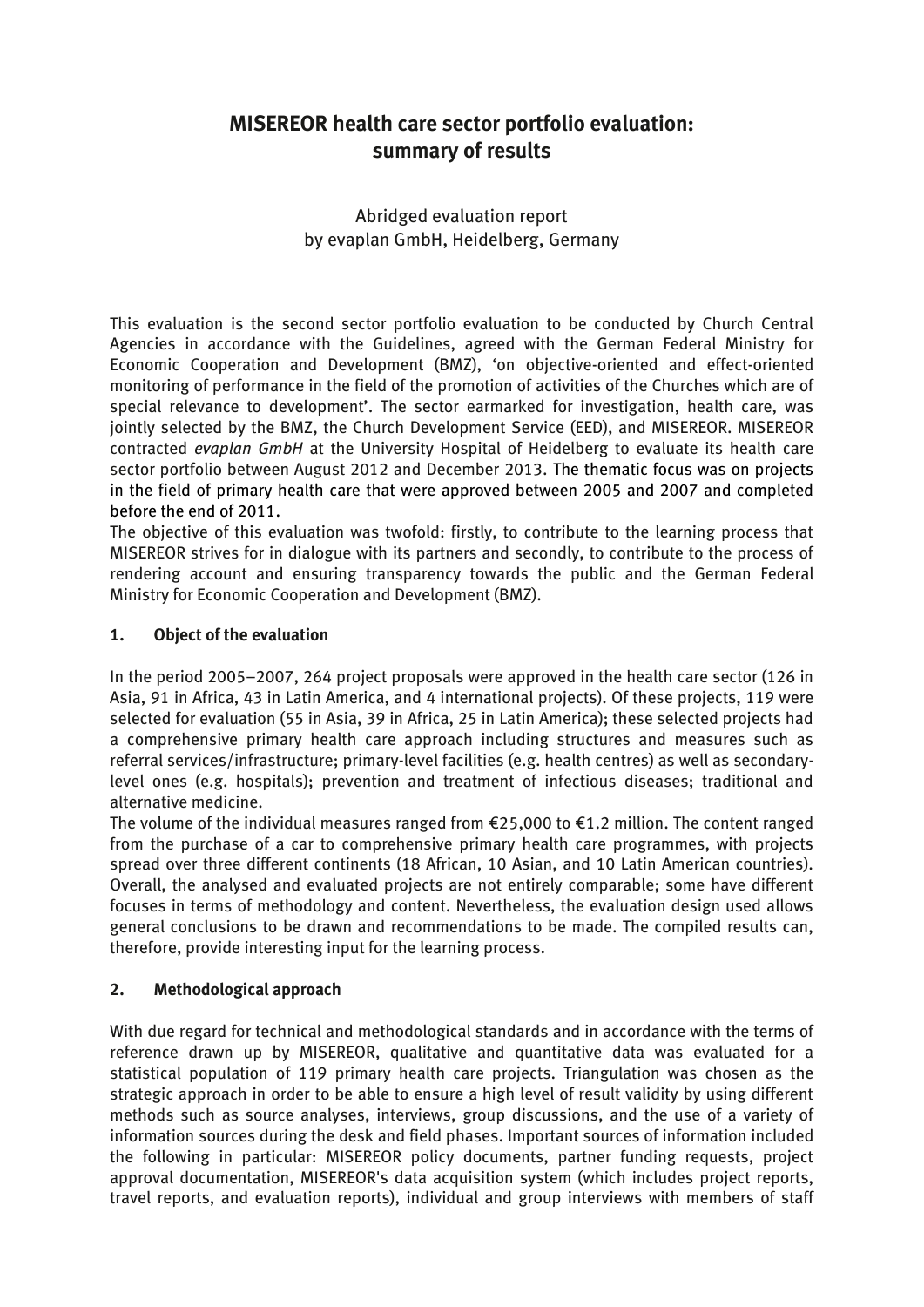# MISEREOR health care sector portfolio evaluation: summary of results

Abridged evaluation report
by evaplan GmbH, Heidelberg, Germany

This evaluation is the second sector portfolio evaluation to be conducted by Church Central Agencies in accordance with the Guidelines, agreed with the German Federal Ministry for Economic Cooperation and Development (BMZ), 'on objective-oriented and effect-oriented monitoring of performance in the field of the promotion of activities of the Churches which are of special relevance to development'. The sector earmarked for investigation, health care, was jointly selected by the BMZ, the Church Development Service (EED), and MISEREOR. MISEREOR contracted *evaplan GmbH* at the University Hospital of Heidelberg to evaluate its health care sector portfolio between August 2012 and December 2013. The thematic focus was on projects in the field of primary health care that were approved between 2005 and 2007 and completed before the end of 2011.

The objective of this evaluation was twofold: firstly, to contribute to the learning process that MISEREOR strives for in dialogue with its partners and secondly, to contribute to the process of rendering account and ensuring transparency towards the public and the German Federal Ministry for Economic Cooperation and Development (BMZ).

## 1. Object of the evaluation

In the period 2005–2007, 264 project proposals were approved in the health care sector (126 in Asia, 91 in Africa, 43 in Latin America, and 4 international projects). Of these projects, 119 were selected for evaluation (55 in Asia, 39 in Africa, 25 in Latin America); these selected projects had a comprehensive primary health care approach including structures and measures such as referral services/infrastructure; primary-level facilities (e.g. health centres) as well as secondary-level ones (e.g. hospitals); prevention and treatment of infectious diseases; traditional and alternative medicine.

The volume of the individual measures ranged from €25,000 to €1.2 million. The content ranged from the purchase of a car to comprehensive primary health care programmes, with projects spread over three different continents (18 African, 10 Asian, and 10 Latin American countries). Overall, the analysed and evaluated projects are not entirely comparable; some have different focuses in terms of methodology and content. Nevertheless, the evaluation design used allows general conclusions to be drawn and recommendations to be made. The compiled results can, therefore, provide interesting input for the learning process.

## 2. Methodological approach

With due regard for technical and methodological standards and in accordance with the terms of reference drawn up by MISEREOR, qualitative and quantitative data was evaluated for a statistical population of 119 primary health care projects. Triangulation was chosen as the strategic approach in order to be able to ensure a high level of result validity by using different methods such as source analyses, interviews, group discussions, and the use of a variety of information sources during the desk and field phases. Important sources of information included the following in particular: MISEREOR policy documents, partner funding requests, project approval documentation, MISEREOR's data acquisition system (which includes project reports, travel reports, and evaluation reports), individual and group interviews with members of staff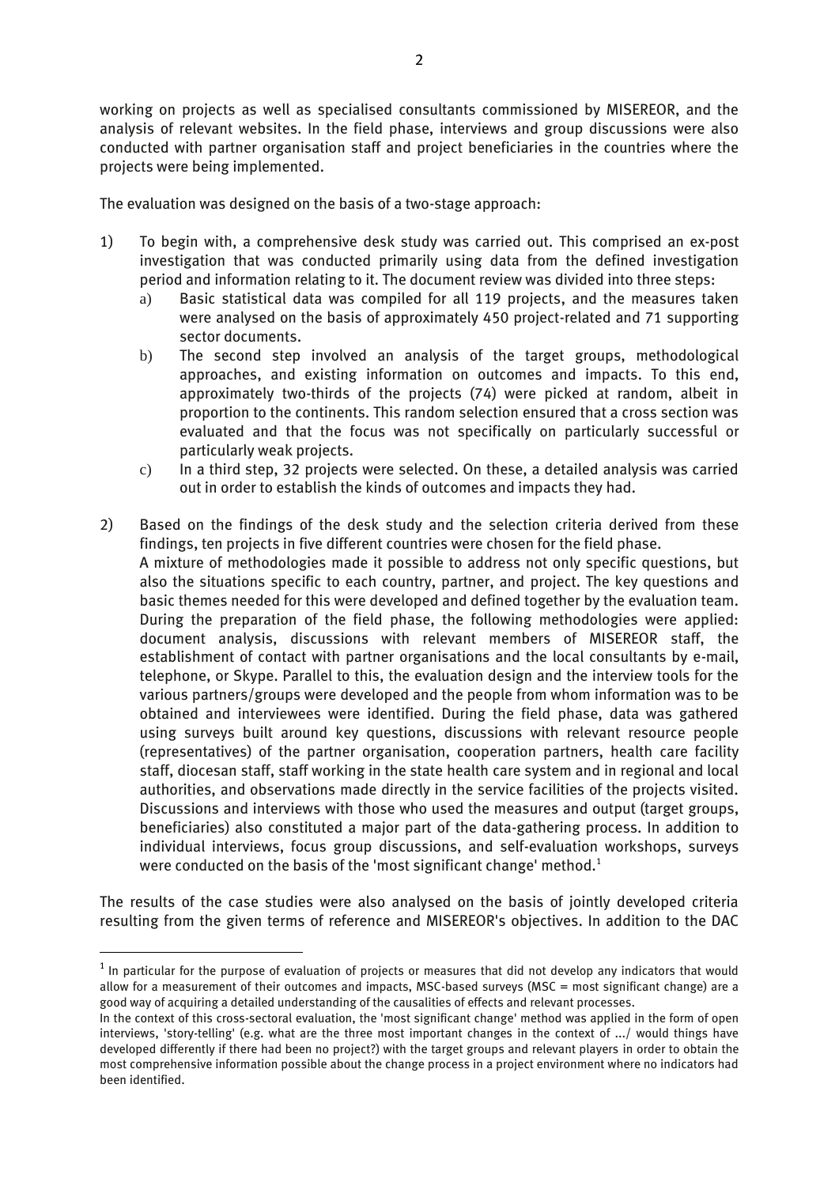working on projects as well as specialised consultants commissioned by MISEREOR, and the analysis of relevant websites. In the field phase, interviews and group discussions were also conducted with partner organisation staff and project beneficiaries in the countries where the projects were being implemented.

The evaluation was designed on the basis of a two-stage approach:

1) To begin with, a comprehensive desk study was carried out. This comprised an ex-post investigation that was conducted primarily using data from the defined investigation period and information relating to it. The document review was divided into three steps:
   a) Basic statistical data was compiled for all 119 projects, and the measures taken were analysed on the basis of approximately 450 project-related and 71 supporting sector documents.
   b) The second step involved an analysis of the target groups, methodological approaches, and existing information on outcomes and impacts. To this end, approximately two-thirds of the projects (74) were picked at random, albeit in proportion to the continents. This random selection ensured that a cross section was evaluated and that the focus was not specifically on particularly successful or particularly weak projects.
   c) In a third step, 32 projects were selected. On these, a detailed analysis was carried out in order to establish the kinds of outcomes and impacts they had.

2) Based on the findings of the desk study and the selection criteria derived from these findings, ten projects in five different countries were chosen for the field phase.
   A mixture of methodologies made it possible to address not only specific questions, but also the situations specific to each country, partner, and project. The key questions and basic themes needed for this were developed and defined together by the evaluation team. During the preparation of the field phase, the following methodologies were applied: document analysis, discussions with relevant members of MISEREOR staff, the establishment of contact with partner organisations and the local consultants by e-mail, telephone, or Skype. Parallel to this, the evaluation design and the interview tools for the various partners/groups were developed and the people from whom information was to be obtained and interviewees were identified. During the field phase, data was gathered using surveys built around key questions, discussions with relevant resource people (representatives) of the partner organisation, cooperation partners, health care facility staff, diocesan staff, staff working in the state health care system and in regional and local authorities, and observations made directly in the service facilities of the projects visited. Discussions and interviews with those who used the measures and output (target groups, beneficiaries) also constituted a major part of the data-gathering process. In addition to individual interviews, focus group discussions, and self-evaluation workshops, surveys were conducted on the basis of the 'most significant change' method.[1]

The results of the case studies were also analysed on the basis of jointly developed criteria resulting from the given terms of reference and MISEREOR's objectives. In addition to the DAC

---

[1] In particular for the purpose of evaluation of projects or measures that did not develop any indicators that would allow for a measurement of their outcomes and impacts, MSC-based surveys (MSC = most significant change) are a good way of acquiring a detailed understanding of the causalities of effects and relevant processes.
In the context of this cross-sectoral evaluation, the 'most significant change' method was applied in the form of open interviews, 'story-telling' (e.g. what are the three most important changes in the context of .../ would things have developed differently if there had been no project?) with the target groups and relevant players in order to obtain the most comprehensive information possible about the change process in a project environment where no indicators had been identified.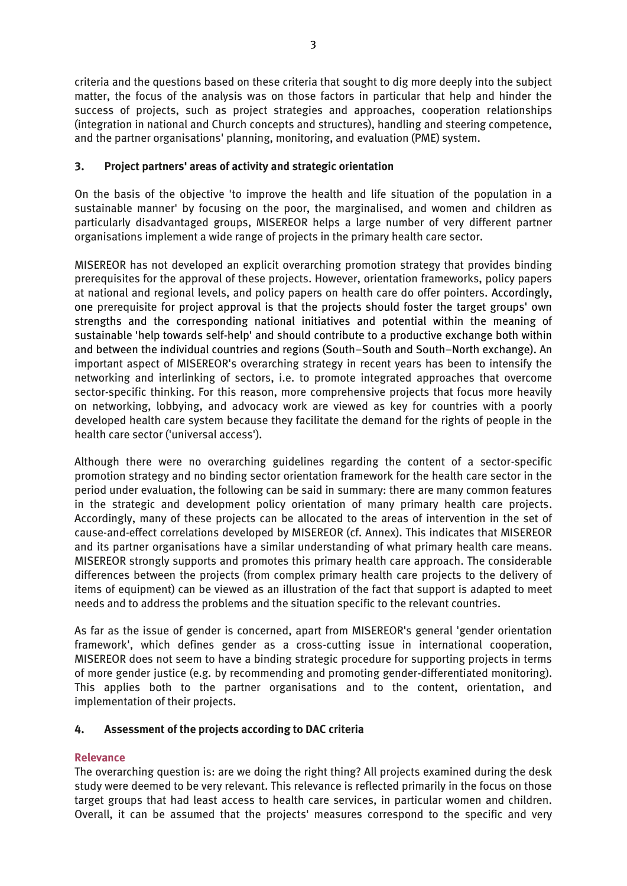criteria and the questions based on these criteria that sought to dig more deeply into the subject matter, the focus of the analysis was on those factors in particular that help and hinder the success of projects, such as project strategies and approaches, cooperation relationships (integration in national and Church concepts and structures), handling and steering competence, and the partner organisations' planning, monitoring, and evaluation (PME) system.

## 3. Project partners' areas of activity and strategic orientation

On the basis of the objective 'to improve the health and life situation of the population in a sustainable manner' by focusing on the poor, the marginalised, and women and children as particularly disadvantaged groups, MISEREOR helps a large number of very different partner organisations implement a wide range of projects in the primary health care sector.

MISEREOR has not developed an explicit overarching promotion strategy that provides binding prerequisites for the approval of these projects. However, orientation frameworks, policy papers at national and regional levels, and policy papers on health care do offer pointers. Accordingly, one prerequisite for project approval is that the projects should foster the target groups' own strengths and the corresponding national initiatives and potential within the meaning of sustainable 'help towards self-help' and should contribute to a productive exchange both within and between the individual countries and regions (South–South and South–North exchange). An important aspect of MISEREOR's overarching strategy in recent years has been to intensify the networking and interlinking of sectors, i.e. to promote integrated approaches that overcome sector-specific thinking. For this reason, more comprehensive projects that focus more heavily on networking, lobbying, and advocacy work are viewed as key for countries with a poorly developed health care system because they facilitate the demand for the rights of people in the health care sector ('universal access').

Although there were no overarching guidelines regarding the content of a sector-specific promotion strategy and no binding sector orientation framework for the health care sector in the period under evaluation, the following can be said in summary: there are many common features in the strategic and development policy orientation of many primary health care projects. Accordingly, many of these projects can be allocated to the areas of intervention in the set of cause-and-effect correlations developed by MISEREOR (cf. Annex). This indicates that MISEREOR and its partner organisations have a similar understanding of what primary health care means. MISEREOR strongly supports and promotes this primary health care approach. The considerable differences between the projects (from complex primary health care projects to the delivery of items of equipment) can be viewed as an illustration of the fact that support is adapted to meet needs and to address the problems and the situation specific to the relevant countries.

As far as the issue of gender is concerned, apart from MISEREOR's general 'gender orientation framework', which defines gender as a cross-cutting issue in international cooperation, MISEREOR does not seem to have a binding strategic procedure for supporting projects in terms of more gender justice (e.g. by recommending and promoting gender-differentiated monitoring). This applies both to the partner organisations and to the content, orientation, and implementation of their projects.

## 4. Assessment of the projects according to DAC criteria

### Relevance

The overarching question is: are we doing the right thing? All projects examined during the desk study were deemed to be very relevant. This relevance is reflected primarily in the focus on those target groups that had least access to health care services, in particular women and children. Overall, it can be assumed that the projects' measures correspond to the specific and very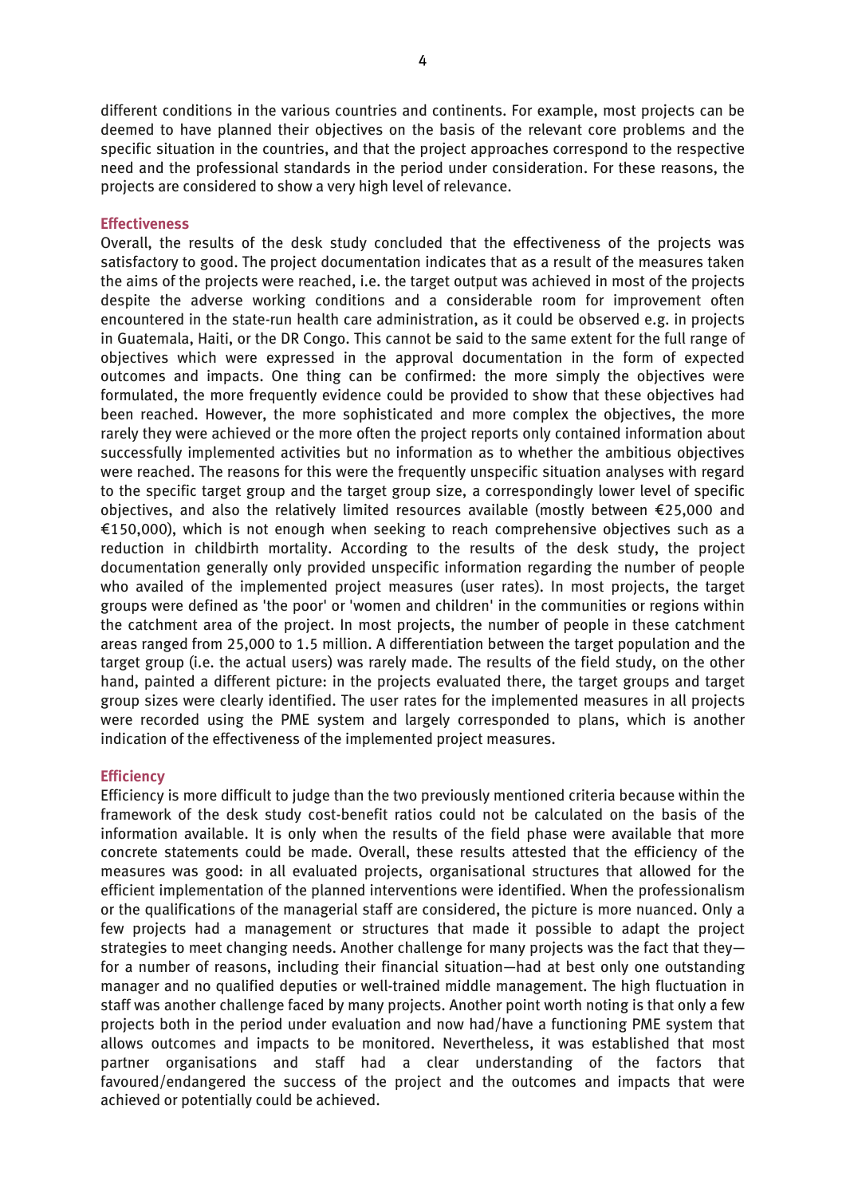different conditions in the various countries and continents. For example, most projects can be deemed to have planned their objectives on the basis of the relevant core problems and the specific situation in the countries, and that the project approaches correspond to the respective need and the professional standards in the period under consideration. For these reasons, the projects are considered to show a very high level of relevance.

### Effectiveness

Overall, the results of the desk study concluded that the effectiveness of the projects was satisfactory to good. The project documentation indicates that as a result of the measures taken the aims of the projects were reached, i.e. the target output was achieved in most of the projects despite the adverse working conditions and a considerable room for improvement often encountered in the state-run health care administration, as it could be observed e.g. in projects in Guatemala, Haiti, or the DR Congo. This cannot be said to the same extent for the full range of objectives which were expressed in the approval documentation in the form of expected outcomes and impacts. One thing can be confirmed: the more simply the objectives were formulated, the more frequently evidence could be provided to show that these objectives had been reached. However, the more sophisticated and more complex the objectives, the more rarely they were achieved or the more often the project reports only contained information about successfully implemented activities but no information as to whether the ambitious objectives were reached. The reasons for this were the frequently unspecific situation analyses with regard to the specific target group and the target group size, a correspondingly lower level of specific objectives, and also the relatively limited resources available (mostly between €25,000 and €150,000), which is not enough when seeking to reach comprehensive objectives such as a reduction in childbirth mortality. According to the results of the desk study, the project documentation generally only provided unspecific information regarding the number of people who availed of the implemented project measures (user rates). In most projects, the target groups were defined as 'the poor' or 'women and children' in the communities or regions within the catchment area of the project. In most projects, the number of people in these catchment areas ranged from 25,000 to 1.5 million. A differentiation between the target population and the target group (i.e. the actual users) was rarely made. The results of the field study, on the other hand, painted a different picture: in the projects evaluated there, the target groups and target group sizes were clearly identified. The user rates for the implemented measures in all projects were recorded using the PME system and largely corresponded to plans, which is another indication of the effectiveness of the implemented project measures.

### Efficiency

Efficiency is more difficult to judge than the two previously mentioned criteria because within the framework of the desk study cost-benefit ratios could not be calculated on the basis of the information available. It is only when the results of the field phase were available that more concrete statements could be made. Overall, these results attested that the efficiency of the measures was good: in all evaluated projects, organisational structures that allowed for the efficient implementation of the planned interventions were identified. When the professionalism or the qualifications of the managerial staff are considered, the picture is more nuanced. Only a few projects had a management or structures that made it possible to adapt the project strategies to meet changing needs. Another challenge for many projects was the fact that they—for a number of reasons, including their financial situation—had at best only one outstanding manager and no qualified deputies or well-trained middle management. The high fluctuation in staff was another challenge faced by many projects. Another point worth noting is that only a few projects both in the period under evaluation and now had/have a functioning PME system that allows outcomes and impacts to be monitored. Nevertheless, it was established that most partner organisations and staff had a clear understanding of the factors that favoured/endangered the success of the project and the outcomes and impacts that were achieved or potentially could be achieved.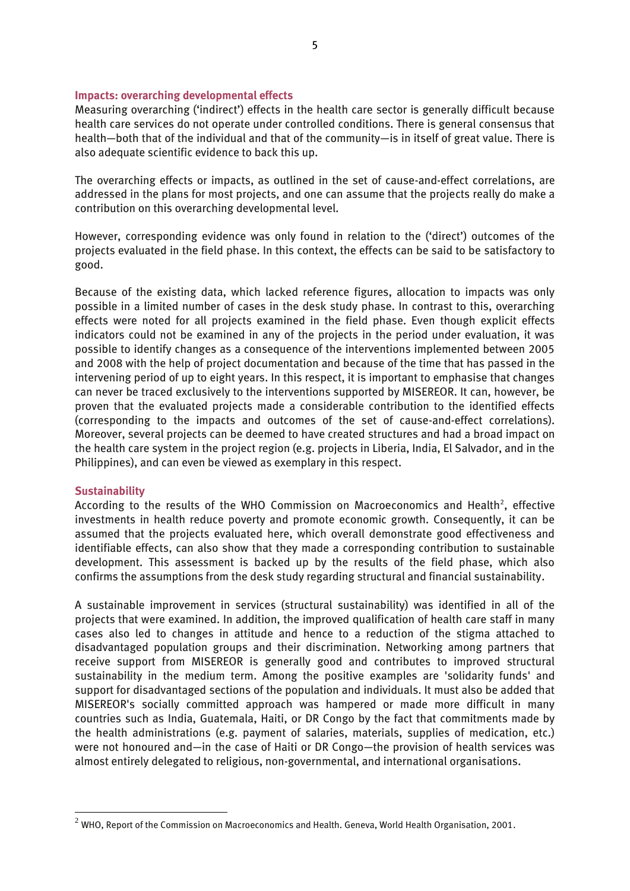### Impacts: overarching developmental effects

Measuring overarching ('indirect') effects in the health care sector is generally difficult because health care services do not operate under controlled conditions. There is general consensus that health—both that of the individual and that of the community—is in itself of great value. There is also adequate scientific evidence to back this up.

The overarching effects or impacts, as outlined in the set of cause-and-effect correlations, are addressed in the plans for most projects, and one can assume that the projects really do make a contribution on this overarching developmental level.

However, corresponding evidence was only found in relation to the ('direct') outcomes of the projects evaluated in the field phase. In this context, the effects can be said to be satisfactory to good.

Because of the existing data, which lacked reference figures, allocation to impacts was only possible in a limited number of cases in the desk study phase. In contrast to this, overarching effects were noted for all projects examined in the field phase. Even though explicit effects indicators could not be examined in any of the projects in the period under evaluation, it was possible to identify changes as a consequence of the interventions implemented between 2005 and 2008 with the help of project documentation and because of the time that has passed in the intervening period of up to eight years. In this respect, it is important to emphasise that changes can never be traced exclusively to the interventions supported by MISEREOR. It can, however, be proven that the evaluated projects made a considerable contribution to the identified effects (corresponding to the impacts and outcomes of the set of cause-and-effect correlations). Moreover, several projects can be deemed to have created structures and had a broad impact on the health care system in the project region (e.g. projects in Liberia, India, El Salvador, and in the Philippines), and can even be viewed as exemplary in this respect.

### Sustainability

According to the results of the WHO Commission on Macroeconomics and Health[2], effective investments in health reduce poverty and promote economic growth. Consequently, it can be assumed that the projects evaluated here, which overall demonstrate good effectiveness and identifiable effects, can also show that they made a corresponding contribution to sustainable development. This assessment is backed up by the results of the field phase, which also confirms the assumptions from the desk study regarding structural and financial sustainability.

A sustainable improvement in services (structural sustainability) was identified in all of the projects that were examined. In addition, the improved qualification of health care staff in many cases also led to changes in attitude and hence to a reduction of the stigma attached to disadvantaged population groups and their discrimination. Networking among partners that receive support from MISEREOR is generally good and contributes to improved structural sustainability in the medium term. Among the positive examples are 'solidarity funds' and support for disadvantaged sections of the population and individuals. It must also be added that MISEREOR's socially committed approach was hampered or made more difficult in many countries such as India, Guatemala, Haiti, or DR Congo by the fact that commitments made by the health administrations (e.g. payment of salaries, materials, supplies of medication, etc.) were not honoured and—in the case of Haiti or DR Congo—the provision of health services was almost entirely delegated to religious, non-governmental, and international organisations.

[2] WHO, Report of the Commission on Macroeconomics and Health. Geneva, World Health Organisation, 2001.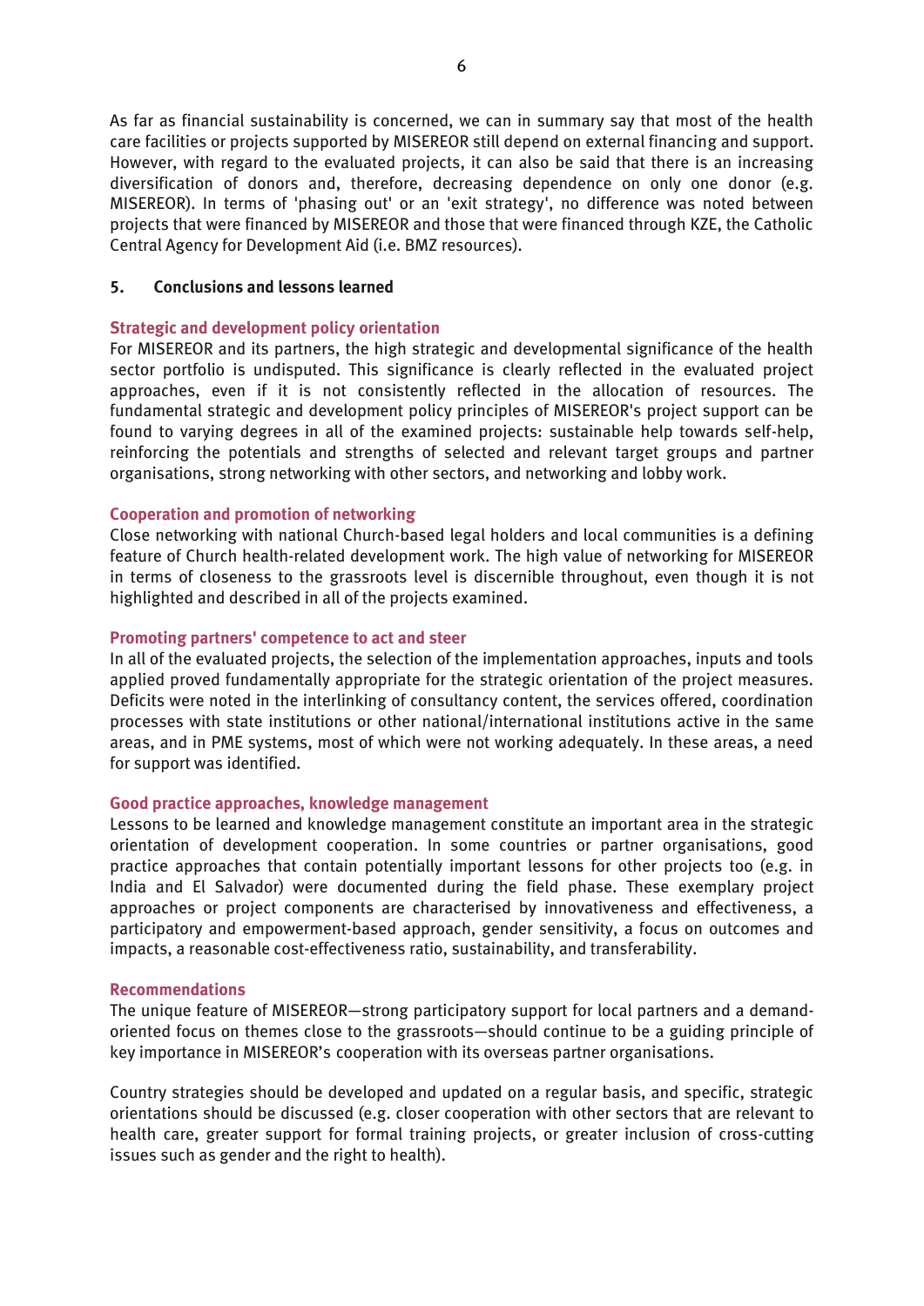As far as financial sustainability is concerned, we can in summary say that most of the health care facilities or projects supported by MISEREOR still depend on external financing and support. However, with regard to the evaluated projects, it can also be said that there is an increasing diversification of donors and, therefore, decreasing dependence on only one donor (e.g. MISEREOR). In terms of 'phasing out' or an 'exit strategy', no difference was noted between projects that were financed by MISEREOR and those that were financed through KZE, the Catholic Central Agency for Development Aid (i.e. BMZ resources).

## 5. Conclusions and lessons learned

### Strategic and development policy orientation

For MISEREOR and its partners, the high strategic and developmental significance of the health sector portfolio is undisputed. This significance is clearly reflected in the evaluated project approaches, even if it is not consistently reflected in the allocation of resources. The fundamental strategic and development policy principles of MISEREOR's project support can be found to varying degrees in all of the examined projects: sustainable help towards self-help, reinforcing the potentials and strengths of selected and relevant target groups and partner organisations, strong networking with other sectors, and networking and lobby work.

### Cooperation and promotion of networking

Close networking with national Church-based legal holders and local communities is a defining feature of Church health-related development work. The high value of networking for MISEREOR in terms of closeness to the grassroots level is discernible throughout, even though it is not highlighted and described in all of the projects examined.

### Promoting partners' competence to act and steer

In all of the evaluated projects, the selection of the implementation approaches, inputs and tools applied proved fundamentally appropriate for the strategic orientation of the project measures. Deficits were noted in the interlinking of consultancy content, the services offered, coordination processes with state institutions or other national/international institutions active in the same areas, and in PME systems, most of which were not working adequately. In these areas, a need for support was identified.

### Good practice approaches, knowledge management

Lessons to be learned and knowledge management constitute an important area in the strategic orientation of development cooperation. In some countries or partner organisations, good practice approaches that contain potentially important lessons for other projects too (e.g. in India and El Salvador) were documented during the field phase. These exemplary project approaches or project components are characterised by innovativeness and effectiveness, a participatory and empowerment-based approach, gender sensitivity, a focus on outcomes and impacts, a reasonable cost-effectiveness ratio, sustainability, and transferability.

### Recommendations

The unique feature of MISEREOR—strong participatory support for local partners and a demand-oriented focus on themes close to the grassroots—should continue to be a guiding principle of key importance in MISEREOR's cooperation with its overseas partner organisations.

Country strategies should be developed and updated on a regular basis, and specific, strategic orientations should be discussed (e.g. closer cooperation with other sectors that are relevant to health care, greater support for formal training projects, or greater inclusion of cross-cutting issues such as gender and the right to health).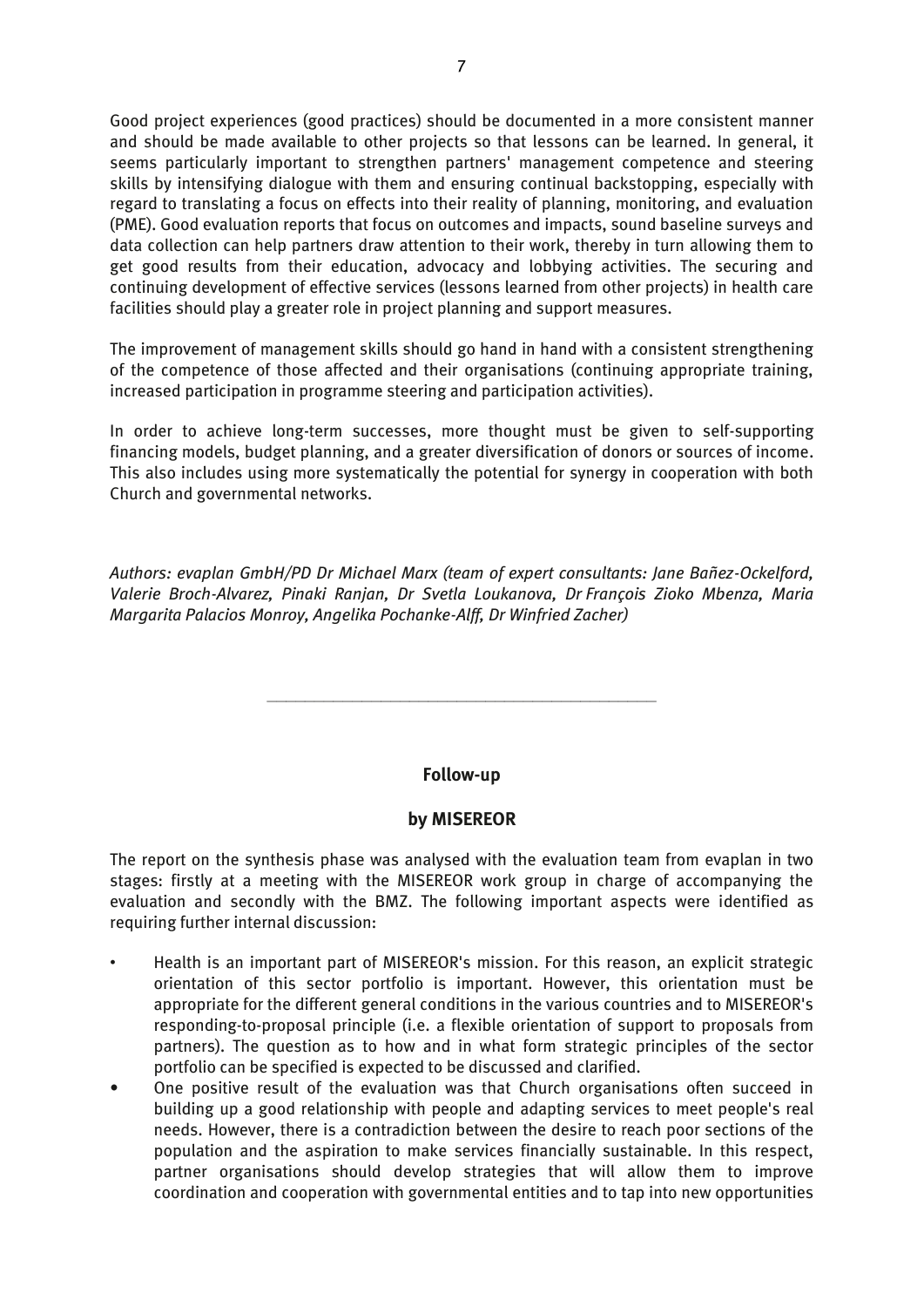Good project experiences (good practices) should be documented in a more consistent manner and should be made available to other projects so that lessons can be learned. In general, it seems particularly important to strengthen partners' management competence and steering skills by intensifying dialogue with them and ensuring continual backstopping, especially with regard to translating a focus on effects into their reality of planning, monitoring, and evaluation (PME). Good evaluation reports that focus on outcomes and impacts, sound baseline surveys and data collection can help partners draw attention to their work, thereby in turn allowing them to get good results from their education, advocacy and lobbying activities. The securing and continuing development of effective services (lessons learned from other projects) in health care facilities should play a greater role in project planning and support measures.

The improvement of management skills should go hand in hand with a consistent strengthening of the competence of those affected and their organisations (continuing appropriate training, increased participation in programme steering and participation activities).

In order to achieve long-term successes, more thought must be given to self-supporting financing models, budget planning, and a greater diversification of donors or sources of income. This also includes using more systematically the potential for synergy in cooperation with both Church and governmental networks.

*Authors: evaplan GmbH/PD Dr Michael Marx (team of expert consultants: Jane Bañez-Ockelford, Valerie Broch-Alvarez, Pinaki Ranjan, Dr Svetla Loukanova, Dr François Zioko Mbenza, Maria Margarita Palacios Monroy, Angelika Pochanke-Alff, Dr Winfried Zacher)*

---

**Follow-up**

**by MISEREOR**

The report on the synthesis phase was analysed with the evaluation team from evaplan in two stages: firstly at a meeting with the MISEREOR work group in charge of accompanying the evaluation and secondly with the BMZ. The following important aspects were identified as requiring further internal discussion:

- Health is an important part of MISEREOR's mission. For this reason, an explicit strategic orientation of this sector portfolio is important. However, this orientation must be appropriate for the different general conditions in the various countries and to MISEREOR's responding-to-proposal principle (i.e. a flexible orientation of support to proposals from partners). The question as to how and in what form strategic principles of the sector portfolio can be specified is expected to be discussed and clarified.
- One positive result of the evaluation was that Church organisations often succeed in building up a good relationship with people and adapting services to meet people's real needs. However, there is a contradiction between the desire to reach poor sections of the population and the aspiration to make services financially sustainable. In this respect, partner organisations should develop strategies that will allow them to improve coordination and cooperation with governmental entities and to tap into new opportunities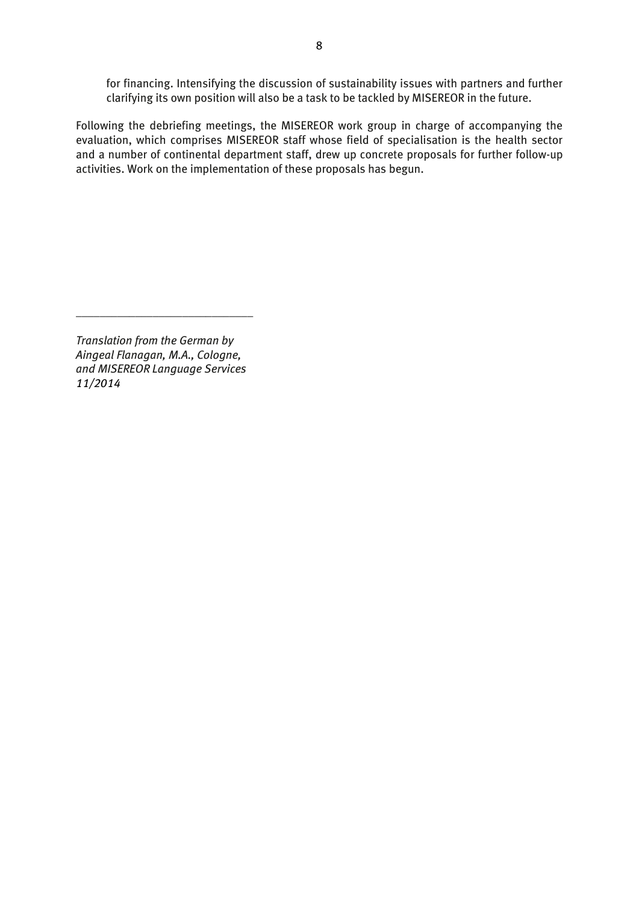for financing. Intensifying the discussion of sustainability issues with partners and further clarifying its own position will also be a task to be tackled by MISEREOR in the future.

Following the debriefing meetings, the MISEREOR work group in charge of accompanying the evaluation, which comprises MISEREOR staff whose field of specialisation is the health sector and a number of continental department staff, drew up concrete proposals for further follow-up activities. Work on the implementation of these proposals has begun.

---

*Translation from the German by Aingeal Flanagan, M.A., Cologne, and MISEREOR Language Services 11/2014*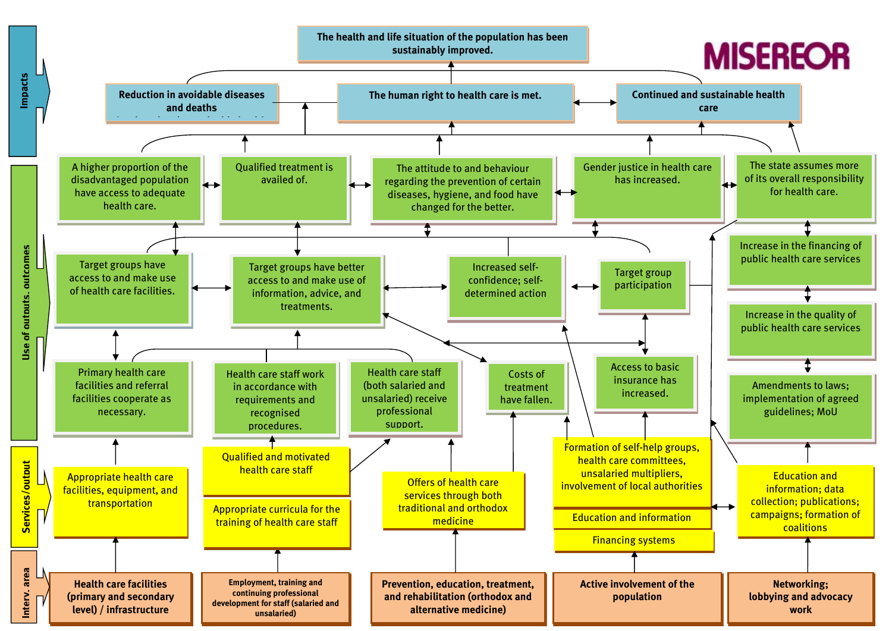MISEREOR

Impacts

The health and life situation of the population has been sustainably improved.

Reduction in avoidable diseases and deaths

The human right to health care is met.

Continued and sustainable health care

Use of outputs, outcomes

A higher proportion of the disadvantaged population have access to adequate health care.

Qualified treatment is availed of.

The attitude to and behaviour regarding the prevention of certain diseases, hygiene, and food have changed for the better.

Gender justice in health care has increased.

The state assumes more of its overall responsibility for health care.

Target groups have access to and make use of health care facilities.

Target groups have better access to and make use of information, advice, and treatments.

Increased self-confidence; self-determined action

Target group participation

Increase in the financing of public health care services

Increase in the quality of public health care services

Primary health care facilities and referral facilities cooperate as necessary.

Health care staff work in accordance with requirements and recognised procedures.

Health care staff (both salaried and unsalaried) receive professional support.

Costs of treatment have fallen.

Access to basic insurance has increased.

Amendments to laws; implementation of agreed guidelines; MoU

Services/output

Appropriate health care facilities, equipment, and transportation

Qualified and motivated health care staff

Appropriate curricula for the training of health care staff

Offers of health care services through both traditional and orthodox medicine

Formation of self-help groups, health care committees, unsalaried multipliers, involvement of local authorities

Education and information

Financing systems

Education and information; data collection; publications; campaigns; formation of coalitions

Interv. area

Health care facilities (primary and secondary level) / infrastructure

Employment, training and continuing professional development for staff (salaried and unsalaried)

Prevention, education, treatment, and rehabilitation (orthodox and alternative medicine)

Active involvement of the population

Networking; lobbying and advocacy work